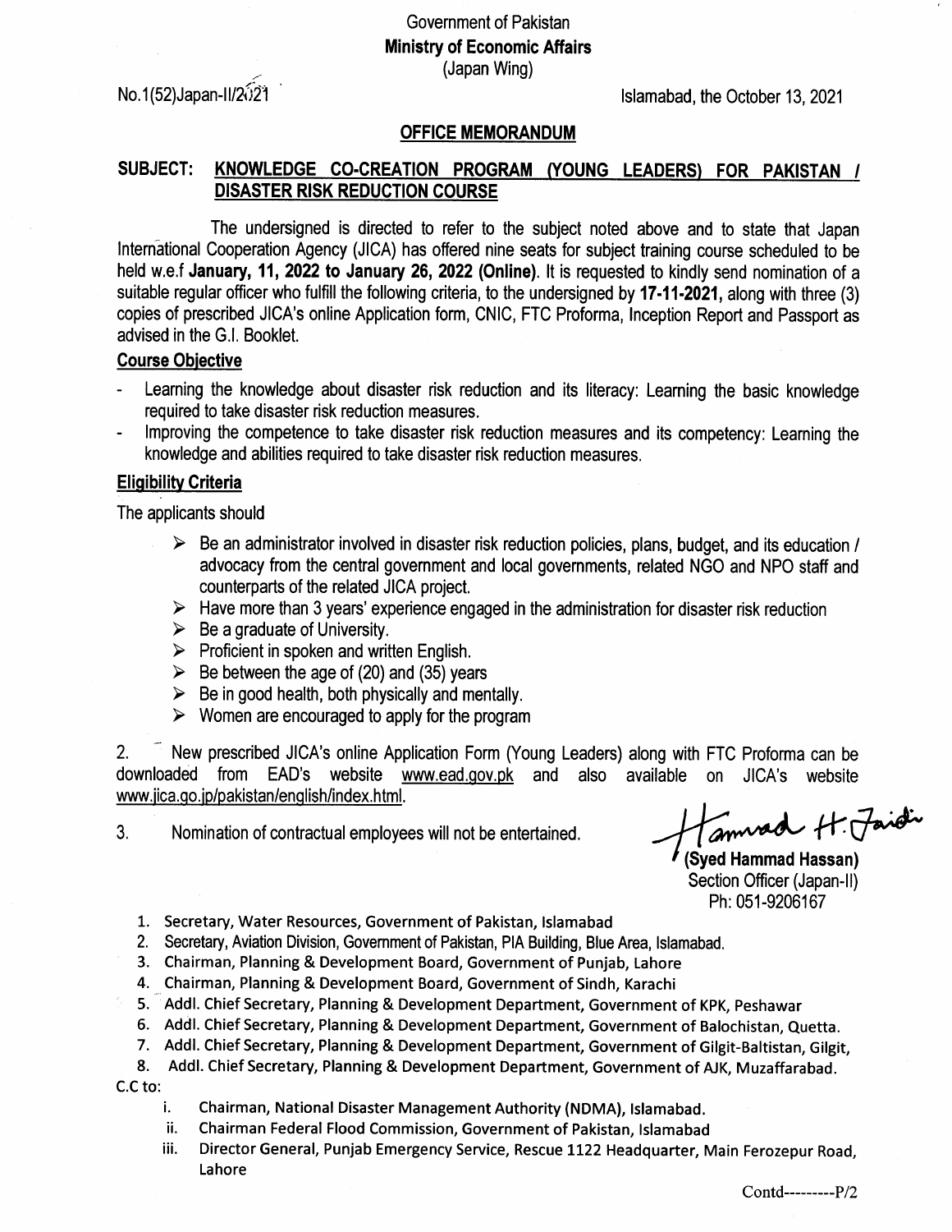Government of Pakistan
**Ministry of Economic Affairs**
(Japan Wing)

No.1(52)Japan-II/2021

Islamabad, the October 13, 2021

## OFFICE MEMORANDUM

**SUBJECT: KNOWLEDGE CO-CREATION PROGRAM (YOUNG LEADERS) FOR PAKISTAN / DISASTER RISK REDUCTION COURSE**

The undersigned is directed to refer to the subject noted above and to state that Japan International Cooperation Agency (JICA) has offered nine seats for subject training course scheduled to be held w.e.f **January, 11, 2022 to January 26, 2022 (Online)**. It is requested to kindly send nomination of a suitable regular officer who fulfill the following criteria, to the undersigned by **17-11-2021,** along with three (3) copies of prescribed JICA's online Application form, CNIC, FTC Proforma, Inception Report and Passport as advised in the G.I. Booklet.

### Course Objective

- Learning the knowledge about disaster risk reduction and its literacy: Learning the basic knowledge required to take disaster risk reduction measures.
- Improving the competence to take disaster risk reduction measures and its competency: Learning the knowledge and abilities required to take disaster risk reduction measures.

### Eligibility Criteria

The applicants should

- Be an administrator involved in disaster risk reduction policies, plans, budget, and its education / advocacy from the central government and local governments, related NGO and NPO staff and counterparts of the related JICA project.
- Have more than 3 years' experience engaged in the administration for disaster risk reduction
- Be a graduate of University.
- Proficient in spoken and written English.
- Be between the age of (20) and (35) years
- Be in good health, both physically and mentally.
- Women are encouraged to apply for the program

2. New prescribed JICA's online Application Form (Young Leaders) along with FTC Proforma can be downloaded from EAD's website www.ead.gov.pk and also available on JICA's website www.jica.go.jp/pakistan/english/index.html.

3. Nomination of contractual employees will not be entertained.

**(Syed Hammad Hassan)**
Section Officer (Japan-II)
Ph: 051-9206167

1. Secretary, Water Resources, Government of Pakistan, Islamabad
2. Secretary, Aviation Division, Government of Pakistan, PIA Building, Blue Area, Islamabad.
3. Chairman, Planning & Development Board, Government of Punjab, Lahore
4. Chairman, Planning & Development Board, Government of Sindh, Karachi
5. Addl. Chief Secretary, Planning & Development Department, Government of KPK, Peshawar
6. Addl. Chief Secretary, Planning & Development Department, Government of Balochistan, Quetta.
7. Addl. Chief Secretary, Planning & Development Department, Government of Gilgit-Baltistan, Gilgit,
8. Addl. Chief Secretary, Planning & Development Department, Government of AJK, Muzaffarabad.

C.C to:

i. Chairman, National Disaster Management Authority (NDMA), Islamabad.
ii. Chairman Federal Flood Commission, Government of Pakistan, Islamabad
iii. Director General, Punjab Emergency Service, Rescue 1122 Headquarter, Main Ferozepur Road, Lahore

Contd---------P/2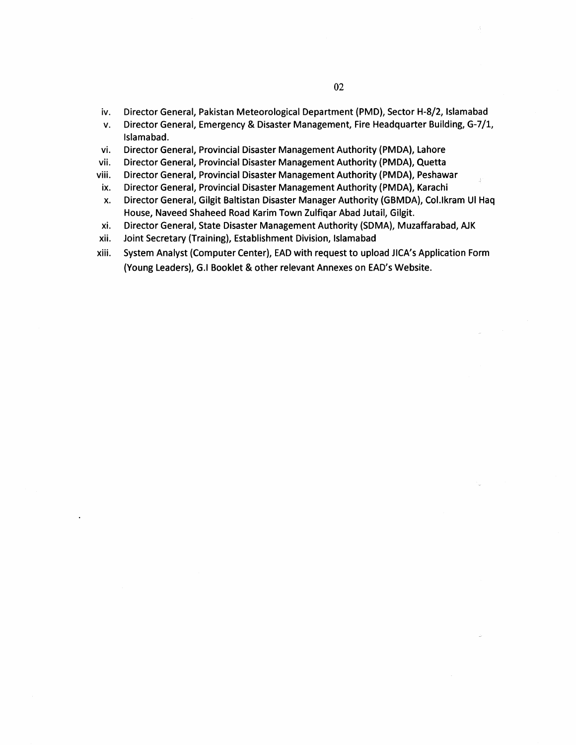iv. Director General, Pakistan Meteorological Department (PMD), Sector H-8/2, Islamabad

v. Director General, Emergency & Disaster Management, Fire Headquarter Building, G-7/1, Islamabad.

vi. Director General, Provincial Disaster Management Authority (PMDA), Lahore

vii. Director General, Provincial Disaster Management Authority (PMDA), Quetta

viii. Director General, Provincial Disaster Management Authority (PMDA), Peshawar

ix. Director General, Provincial Disaster Management Authority (PMDA), Karachi

x. Director General, Gilgit Baltistan Disaster Manager Authority (GBMDA), Col.Ikram Ul Haq House, Naveed Shaheed Road Karim Town Zulfiqar Abad Jutail, Gilgit.

xi. Director General, State Disaster Management Authority (SDMA), Muzaffarabad, AJK

xii. Joint Secretary (Training), Establishment Division, Islamabad

xiii. System Analyst (Computer Center), EAD with request to upload JICA's Application Form (Young Leaders), G.I Booklet & other relevant Annexes on EAD's Website.